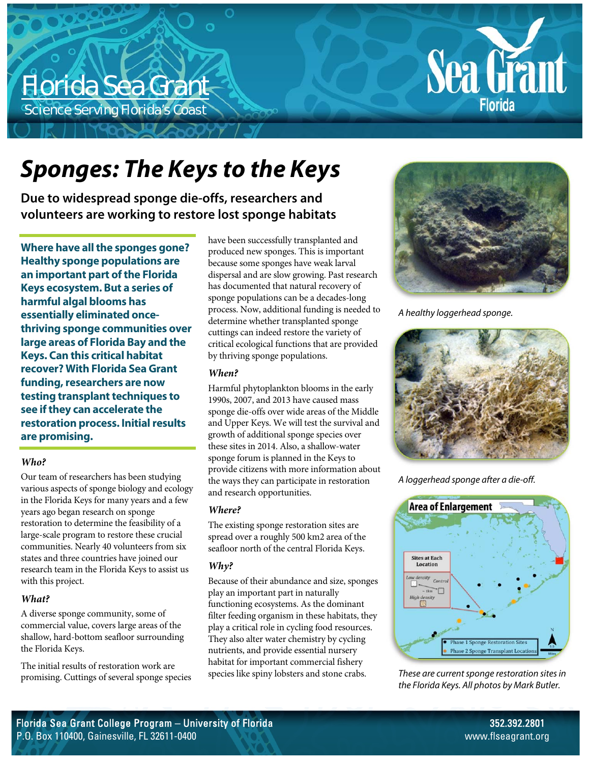Florida Sea Grant

Science Serving Florida's Coast

# Sponges: The Keys to the Keys

## Due to widespread sponge die-offs, researchers and volunteers are working to restore lost sponge habitats

**Where have all the sponges gone? Healthy sponge populations are an important part of the Florida Keys ecosystem. But a series of harmful algal blooms has essentially eliminated once-thriving sponge communities over large areas of Florida Bay and the Keys. Can this critical habitat recover? With Florida Sea Grant funding, researchers are now testing transplant techniques to see if they can accelerate the restoration process. Initial results are promising.**

### *Who?*

Our team of researchers has been studying various aspects of sponge biology and ecology in the Florida Keys for many years and a few years ago began research on sponge restoration to determine the feasibility of a large-scale program to restore these crucial communities. Nearly 40 volunteers from six states and three countries have joined our research team in the Florida Keys to assist us with this project.

### *What?*

A diverse sponge community, some of commercial value, covers large areas of the shallow, hard-bottom seafloor surrounding the Florida Keys.

The initial results of restoration work are promising. Cuttings of several sponge species have been successfully transplanted and produced new sponges. This is important because some sponges have weak larval dispersal and are slow growing. Past research has documented that natural recovery of sponge populations can be a decades-long process. Now, additional funding is needed to determine whether transplanted sponge cuttings can indeed restore the variety of critical ecological functions that are provided by thriving sponge populations.

### *When?*

Harmful phytoplankton blooms in the early 1990s, 2007, and 2013 have caused mass sponge die-offs over wide areas of the Middle and Upper Keys. We will test the survival and growth of additional sponge species over these sites in 2014. Also, a shallow-water sponge forum is planned in the Keys to provide citizens with more information about the ways they can participate in restoration and research opportunities.

### *Where?*

The existing sponge restoration sites are spread over a roughly 500 km2 area of the seafloor north of the central Florida Keys.

### *Why?*

Because of their abundance and size, sponges play an important part in naturally functioning ecosystems. As the dominant filter feeding organism in these habitats, they play a critical role in cycling food resources. They also alter water chemistry by cycling nutrients, and provide essential nursery habitat for important commercial fishery species like spiny lobsters and stone crabs.

*A healthy loggerhead sponge.*

*A loggerhead sponge after a die-off.*

*These are current sponge restoration sites in the Florida Keys. All photos by Mark Butler.*

Florida Sea Grant College Program – University of Florida
P.O. Box 110400, Gainesville, FL 32611-0400

352.392.2801
www.flseagrant.org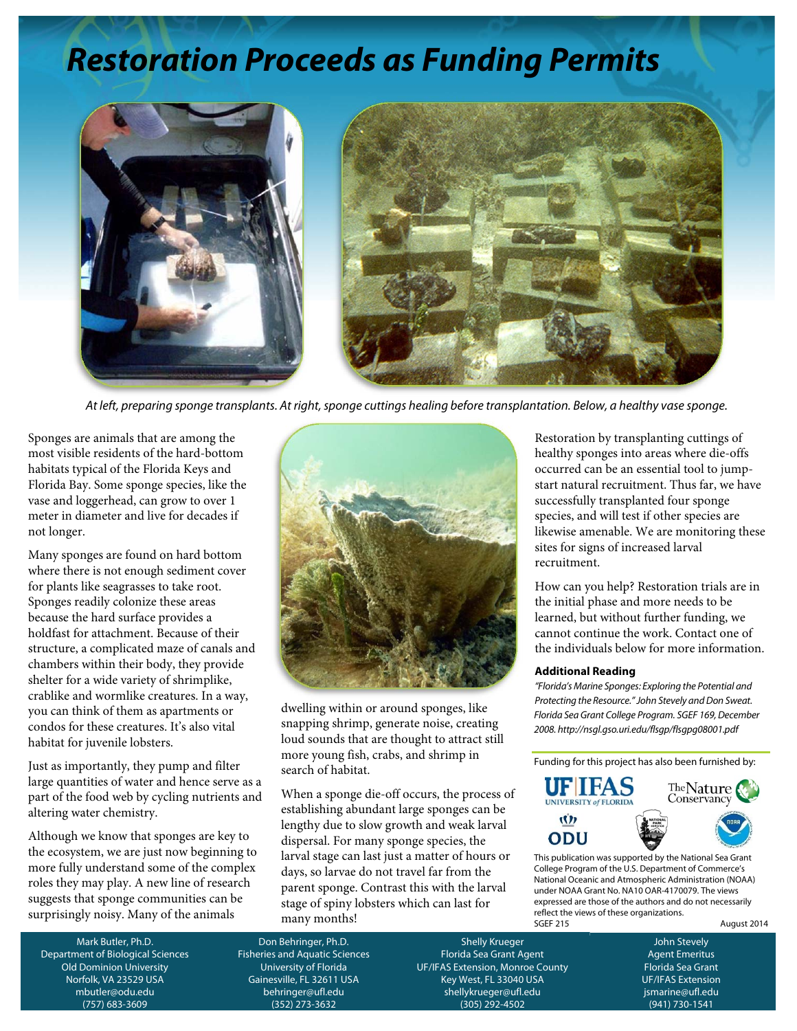# Restoration Proceeds as Funding Permits

*At left, preparing sponge transplants. At right, sponge cuttings healing before transplantation. Below, a healthy vase sponge.*

Sponges are animals that are among the most visible residents of the hard-bottom habitats typical of the Florida Keys and Florida Bay. Some sponge species, like the vase and loggerhead, can grow to over 1 meter in diameter and live for decades if not longer.

Many sponges are found on hard bottom where there is not enough sediment cover for plants like seagrasses to take root. Sponges readily colonize these areas because the hard surface provides a holdfast for attachment. Because of their structure, a complicated maze of canals and chambers within their body, they provide shelter for a wide variety of shrimplike, crablike and wormlike creatures. In a way, you can think of them as apartments or condos for these creatures. It's also vital habitat for juvenile lobsters.

Just as importantly, they pump and filter large quantities of water and hence serve as a part of the food web by cycling nutrients and altering water chemistry.

Although we know that sponges are key to the ecosystem, we are just now beginning to more fully understand some of the complex roles they may play. A new line of research suggests that sponge communities can be surprisingly noisy. Many of the animals dwelling within or around sponges, like snapping shrimp, generate noise, creating loud sounds that are thought to attract still more young fish, crabs, and shrimp in search of habitat.

When a sponge die-off occurs, the process of establishing abundant large sponges can be lengthy due to slow growth and weak larval dispersal. For many sponge species, the larval stage can last just a matter of hours or days, so larvae do not travel far from the parent sponge. Contrast this with the larval stage of spiny lobsters which can last for many months!

Restoration by transplanting cuttings of healthy sponges into areas where die-offs occurred can be an essential tool to jump-start natural recruitment. Thus far, we have successfully transplanted four sponge species, and will test if other species are likewise amenable. We are monitoring these sites for signs of increased larval recruitment.

How can you help? Restoration trials are in the initial phase and more needs to be learned, but without further funding, we cannot continue the work. Contact one of the individuals below for more information.

**Additional Reading**

*"Florida's Marine Sponges: Exploring the Potential and Protecting the Resource." John Stevely and Don Sweat. Florida Sea Grant College Program. SGEF 169, December 2008. http://nsgl.gso.uri.edu/flsgp/flsgpg08001.pdf*

Funding for this project has also been furnished by:

UF IFAS University of Florida · The Nature Conservancy · ODU · National Park Service · NOAA

This publication was supported by the National Sea Grant College Program of the U.S. Department of Commerce's National Oceanic and Atmospheric Administration (NOAA) under NOAA Grant No. NA10 OAR-4170079. The views expressed are those of the authors and do not necessarily reflect the views of these organizations.

SGEF 215 August 2014

Mark Butler, Ph.D.
Department of Biological Sciences
Old Dominion University
Norfolk, VA 23529 USA
mbutler@odu.edu
(757) 683-3609

Don Behringer, Ph.D.
Fisheries and Aquatic Sciences
University of Florida
Gainesville, FL 32611 USA
behringer@ufl.edu
(352) 273-3632

Shelly Krueger
Florida Sea Grant Agent
UF/IFAS Extension, Monroe County
Key West, FL 33040 USA
shellykrueger@ufl.edu
(305) 292-4502

John Stevely
Agent Emeritus
Florida Sea Grant
UF/IFAS Extension
jsmarine@ufl.edu
(941) 730-1541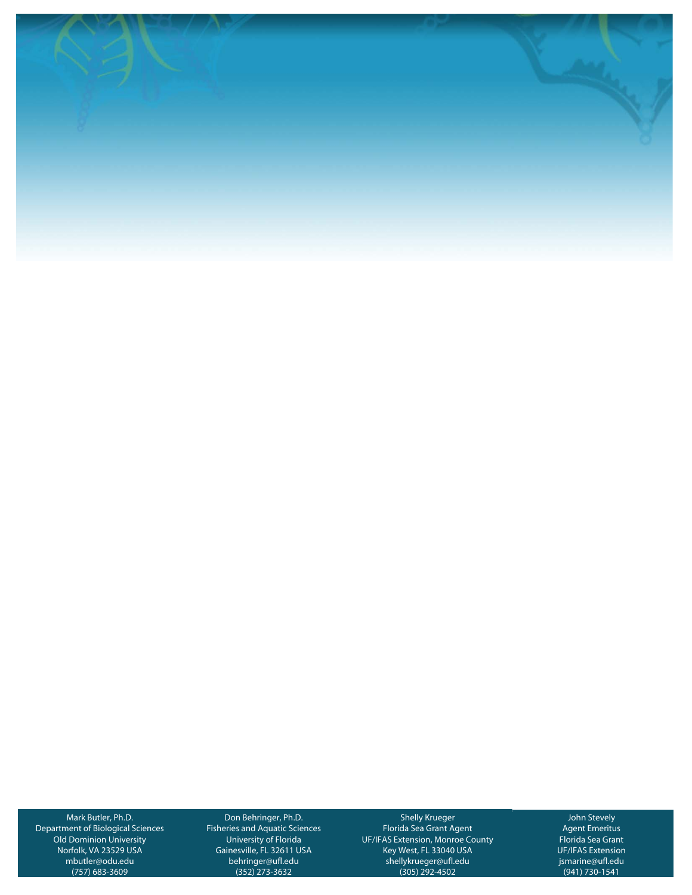Mark Butler, Ph.D.
Department of Biological Sciences
Old Dominion University
Norfolk, VA 23529 USA
mbutler@odu.edu
(757) 683-3609

Don Behringer, Ph.D.
Fisheries and Aquatic Sciences
University of Florida
Gainesville, FL 32611 USA
behringer@ufl.edu
(352) 273-3632

Shelly Krueger
Florida Sea Grant Agent
UF/IFAS Extension, Monroe County
Key West, FL 33040 USA
shellykrueger@ufl.edu
(305) 292-4502

John Stevely
Agent Emeritus
Florida Sea Grant
UF/IFAS Extension
jsmarine@ufl.edu
(941) 730-1541